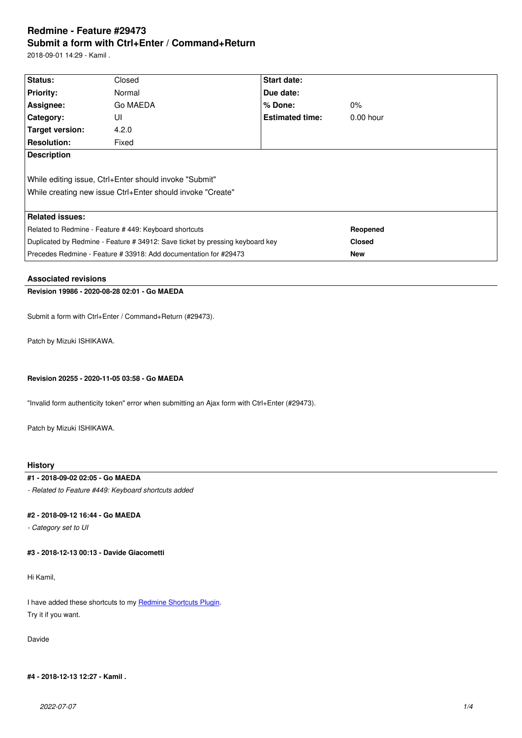# Redmine - Feature #29473
## Submit a form with Ctrl+Enter / Command+Return

2018-09-01 14:29 - Kamil .

| Status: | Closed | Start date: | |
|---|---|---|---|
| Priority: | Normal | Due date: | |
| Assignee: | Go MAEDA | % Done: | 0% |
| Category: | UI | Estimated time: | 0.00 hour |
| Target version: | 4.2.0 | | |
| Resolution: | Fixed | | |

**Description**

While editing issue, Ctrl+Enter should invoke "Submit"
While creating new issue Ctrl+Enter should invoke "Create"

**Related issues:**

| | |
|---|---|
| Related to Redmine - Feature # 449: Keyboard shortcuts | **Reopened** |
| Duplicated by Redmine - Feature # 34912: Save ticket by pressing keyboard key | **Closed** |
| Precedes Redmine - Feature # 33918: Add documentation for #29473 | **New** |

### Associated revisions

**Revision 19986 - 2020-08-28 02:01 - Go MAEDA**

Submit a form with Ctrl+Enter / Command+Return (#29473).

Patch by Mizuki ISHIKAWA.

**Revision 20255 - 2020-11-05 03:58 - Go MAEDA**

"Invalid form authenticity token" error when submitting an Ajax form with Ctrl+Enter (#29473).

Patch by Mizuki ISHIKAWA.

### History

**#1 - 2018-09-02 02:05 - Go MAEDA**

*- Related to Feature #449: Keyboard shortcuts added*

**#2 - 2018-09-12 16:44 - Go MAEDA**

*- Category set to UI*

**#3 - 2018-12-13 00:13 - Davide Giacometti**

Hi Kamil,

I have added these shortcuts to my [Redmine Shortcuts Plugin].
Try it if you want.

Davide

**#4 - 2018-12-13 12:27 - Kamil .**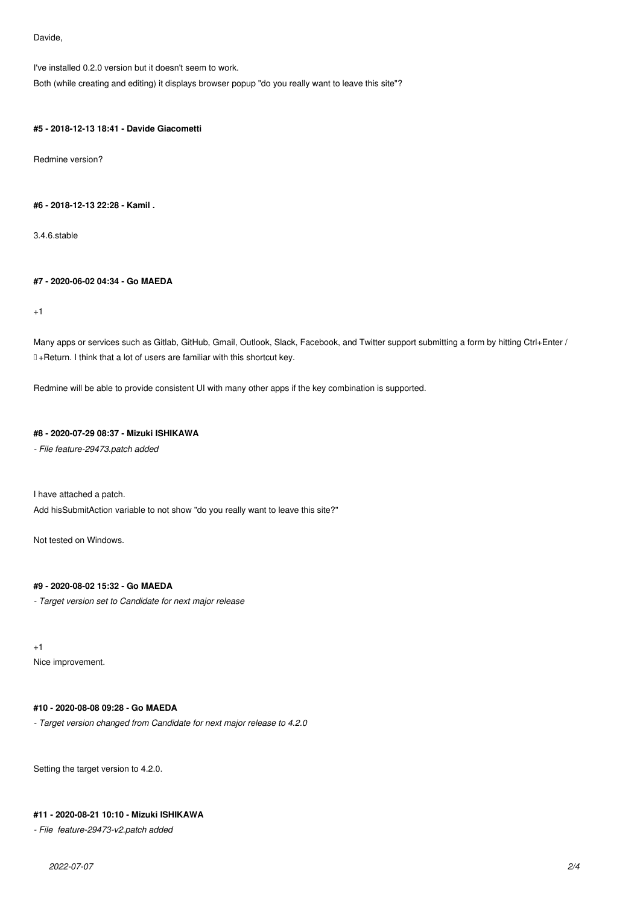Davide,

I've installed 0.2.0 version but it doesn't seem to work.
Both (while creating and editing) it displays browser popup "do you really want to leave this site"?

#### #5 - 2018-12-13 18:41 - Davide Giacometti

Redmine version?

#### #6 - 2018-12-13 22:28 - Kamil .

3.4.6.stable

#### #7 - 2020-06-02 04:34 - Go MAEDA

+1

Many apps or services such as Gitlab, GitHub, Gmail, Outlook, Slack, Facebook, and Twitter support submitting a form by hitting Ctrl+Enter / ⌘+Return. I think that a lot of users are familiar with this shortcut key.

Redmine will be able to provide consistent UI with many other apps if the key combination is supported.

#### #8 - 2020-07-29 08:37 - Mizuki ISHIKAWA

*- File feature-29473.patch added*

I have attached a patch.
Add hisSubmitAction variable to not show "do you really want to leave this site?"

Not tested on Windows.

#### #9 - 2020-08-02 15:32 - Go MAEDA

*- Target version set to Candidate for next major release*

+1
Nice improvement.

#### #10 - 2020-08-08 09:28 - Go MAEDA

*- Target version changed from Candidate for next major release to 4.2.0*

Setting the target version to 4.2.0.

#### #11 - 2020-08-21 10:10 - Mizuki ISHIKAWA

*- File feature-29473-v2.patch added*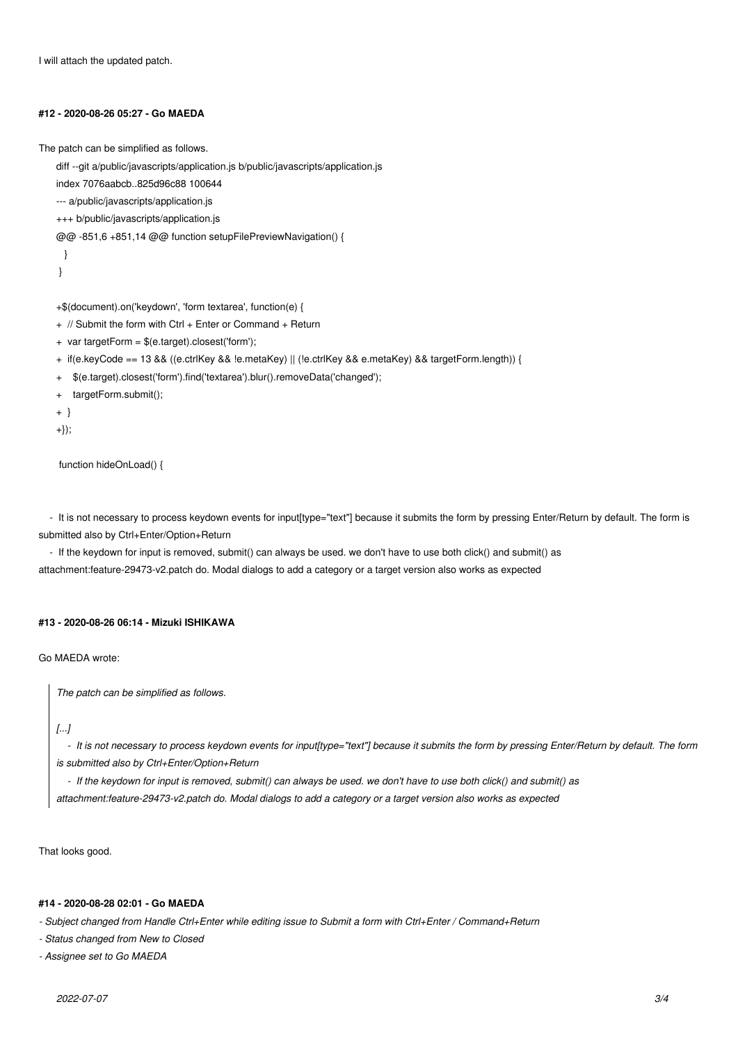I will attach the updated patch.

#### #12 - 2020-08-26 05:27 - Go MAEDA

The patch can be simplified as follows.

```
diff --git a/public/javascripts/application.js b/public/javascripts/application.js
index 7076aabcb..825d96c88 100644
--- a/public/javascripts/application.js
+++ b/public/javascripts/application.js
@@ -851,6 +851,14 @@ function setupFilePreviewNavigation() {
   }
 }

+$(document).on('keydown', 'form textarea', function(e) {
+  // Submit the form with Ctrl + Enter or Command + Return
+  var targetForm = $(e.target).closest('form');
+  if(e.keyCode == 13 && ((e.ctrlKey && !e.metaKey) || (!e.ctrlKey && e.metaKey) && targetForm.length)) {
+    $(e.target).closest('form').find('textarea').blur().removeData('changed');
+    targetForm.submit();
+  }
+});

 function hideOnLoad() {
```

- It is not necessary to process keydown events for input[type="text"] because it submits the form by pressing Enter/Return by default. The form is submitted also by Ctrl+Enter/Option+Return
- If the keydown for input is removed, submit() can always be used. we don't have to use both click() and submit() as attachment:feature-29473-v2.patch do. Modal dialogs to add a category or a target version also works as expected

#### #13 - 2020-08-26 06:14 - Mizuki ISHIKAWA

Go MAEDA wrote:

> *The patch can be simplified as follows.*
>
> *[...]*
>
> - *It is not necessary to process keydown events for input[type="text"] because it submits the form by pressing Enter/Return by default. The form is submitted also by Ctrl+Enter/Option+Return*
> - *If the keydown for input is removed, submit() can always be used. we don't have to use both click() and submit() as attachment:feature-29473-v2.patch do. Modal dialogs to add a category or a target version also works as expected*

That looks good.

#### #14 - 2020-08-28 02:01 - Go MAEDA

- *Subject changed from Handle Ctrl+Enter while editing issue to Submit a form with Ctrl+Enter / Command+Return*
- *Status changed from New to Closed*
- *Assignee set to Go MAEDA*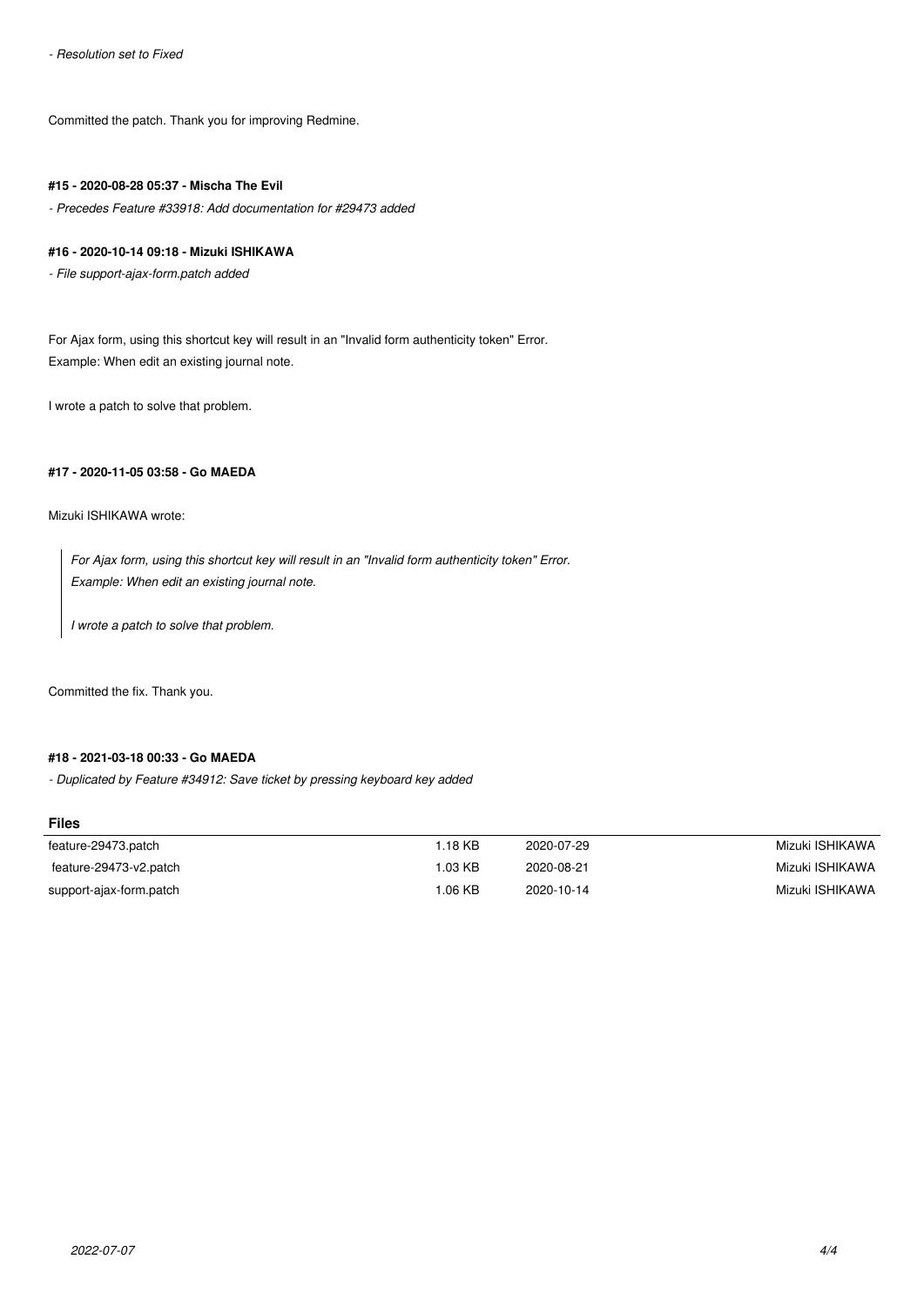*- Resolution set to Fixed*

Committed the patch. Thank you for improving Redmine.

#### #15 - 2020-08-28 05:37 - Mischa The Evil

*- Precedes Feature #33918: Add documentation for #29473 added*

#### #16 - 2020-10-14 09:18 - Mizuki ISHIKAWA

*- File support-ajax-form.patch added*

For Ajax form, using this shortcut key will result in an "Invalid form authenticity token" Error.
Example: When edit an existing journal note.

I wrote a patch to solve that problem.

#### #17 - 2020-11-05 03:58 - Go MAEDA

Mizuki ISHIKAWA wrote:

> *For Ajax form, using this shortcut key will result in an "Invalid form authenticity token" Error.*
> *Example: When edit an existing journal note.*
>
> *I wrote a patch to solve that problem.*

Committed the fix. Thank you.

#### #18 - 2021-03-18 00:33 - Go MAEDA

*- Duplicated by Feature #34912: Save ticket by pressing keyboard key added*

### Files

| | | | |
|---|---|---|---|
| feature-29473.patch | 1.18 KB | 2020-07-29 | Mizuki ISHIKAWA |
| feature-29473-v2.patch | 1.03 KB | 2020-08-21 | Mizuki ISHIKAWA |
| support-ajax-form.patch | 1.06 KB | 2020-10-14 | Mizuki ISHIKAWA |